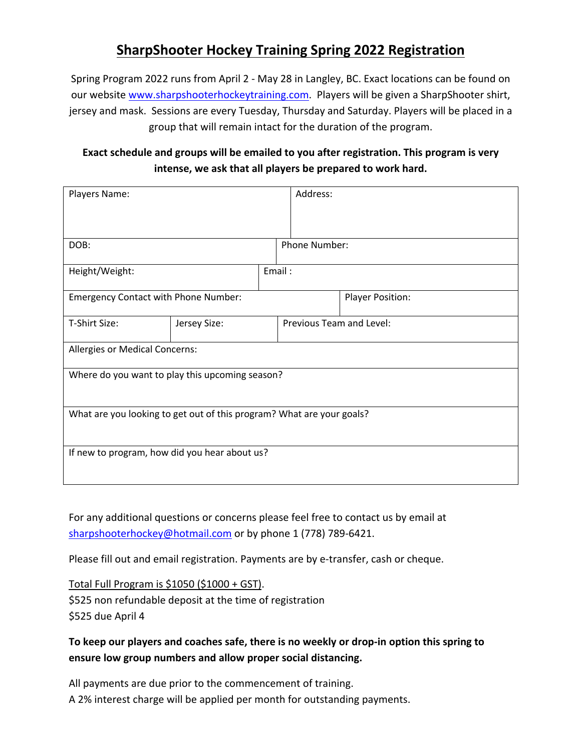# SharpShooter Hockey Training Spring 2022 Registration

Spring Program 2022 runs from April 2 - May 28 in Langley, BC. Exact locations can be found on our website www.sharpshooterhockeytraining.com. Players will be given a SharpShooter shirt, jersey and mask. Sessions are every Tuesday, Thursday and Saturday. Players will be placed in a group that will remain intact for the duration of the program.

**Exact schedule and groups will be emailed to you after registration. This program is very intense, we ask that all players be prepared to work hard.**

| | |
|---|---|
| Players Name: | Address: |
| DOB: | Phone Number: |
| Height/Weight: | Email : |
| Emergency Contact with Phone Number: | Player Position: |
| T-Shirt Size: Jersey Size: | Previous Team and Level: |
| Allergies or Medical Concerns: | |
| Where do you want to play this upcoming season? | |
| What are you looking to get out of this program? What are your goals? | |
| If new to program, how did you hear about us? | |

For any additional questions or concerns please feel free to contact us by email at sharpshooterhockey@hotmail.com or by phone 1 (778) 789-6421.

Please fill out and email registration. Payments are by e-transfer, cash or cheque.

Total Full Program is $1050 ($1000 + GST).
$525 non refundable deposit at the time of registration
$525 due April 4

**To keep our players and coaches safe, there is no weekly or drop-in option this spring to ensure low group numbers and allow proper social distancing.**

All payments are due prior to the commencement of training.
A 2% interest charge will be applied per month for outstanding payments.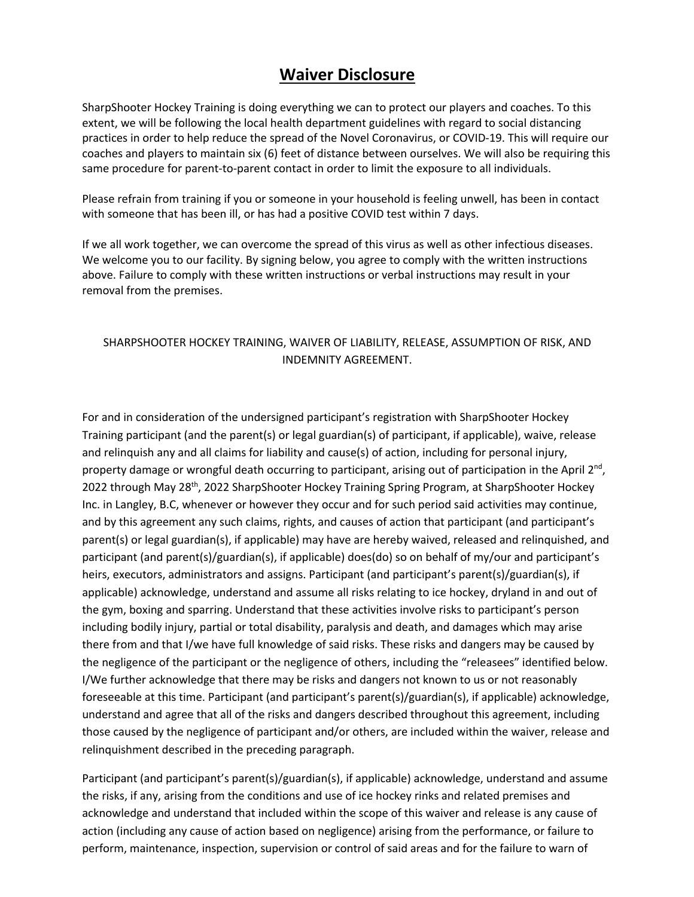# Waiver Disclosure

SharpShooter Hockey Training is doing everything we can to protect our players and coaches. To this extent, we will be following the local health department guidelines with regard to social distancing practices in order to help reduce the spread of the Novel Coronavirus, or COVID-19. This will require our coaches and players to maintain six (6) feet of distance between ourselves. We will also be requiring this same procedure for parent-to-parent contact in order to limit the exposure to all individuals.

Please refrain from training if you or someone in your household is feeling unwell, has been in contact with someone that has been ill, or has had a positive COVID test within 7 days.

If we all work together, we can overcome the spread of this virus as well as other infectious diseases. We welcome you to our facility. By signing below, you agree to comply with the written instructions above. Failure to comply with these written instructions or verbal instructions may result in your removal from the premises.

SHARPSHOOTER HOCKEY TRAINING, WAIVER OF LIABILITY, RELEASE, ASSUMPTION OF RISK, AND INDEMNITY AGREEMENT.

For and in consideration of the undersigned participant's registration with SharpShooter Hockey Training participant (and the parent(s) or legal guardian(s) of participant, if applicable), waive, release and relinquish any and all claims for liability and cause(s) of action, including for personal injury, property damage or wrongful death occurring to participant, arising out of participation in the April 2nd, 2022 through May 28th, 2022 SharpShooter Hockey Training Spring Program, at SharpShooter Hockey Inc. in Langley, B.C, whenever or however they occur and for such period said activities may continue, and by this agreement any such claims, rights, and causes of action that participant (and participant's parent(s) or legal guardian(s), if applicable) may have are hereby waived, released and relinquished, and participant (and parent(s)/guardian(s), if applicable) does(do) so on behalf of my/our and participant's heirs, executors, administrators and assigns. Participant (and participant's parent(s)/guardian(s), if applicable) acknowledge, understand and assume all risks relating to ice hockey, dryland in and out of the gym, boxing and sparring. Understand that these activities involve risks to participant's person including bodily injury, partial or total disability, paralysis and death, and damages which may arise there from and that I/we have full knowledge of said risks. These risks and dangers may be caused by the negligence of the participant or the negligence of others, including the "releasees" identified below. I/We further acknowledge that there may be risks and dangers not known to us or not reasonably foreseeable at this time. Participant (and participant's parent(s)/guardian(s), if applicable) acknowledge, understand and agree that all of the risks and dangers described throughout this agreement, including those caused by the negligence of participant and/or others, are included within the waiver, release and relinquishment described in the preceding paragraph.

Participant (and participant's parent(s)/guardian(s), if applicable) acknowledge, understand and assume the risks, if any, arising from the conditions and use of ice hockey rinks and related premises and acknowledge and understand that included within the scope of this waiver and release is any cause of action (including any cause of action based on negligence) arising from the performance, or failure to perform, maintenance, inspection, supervision or control of said areas and for the failure to warn of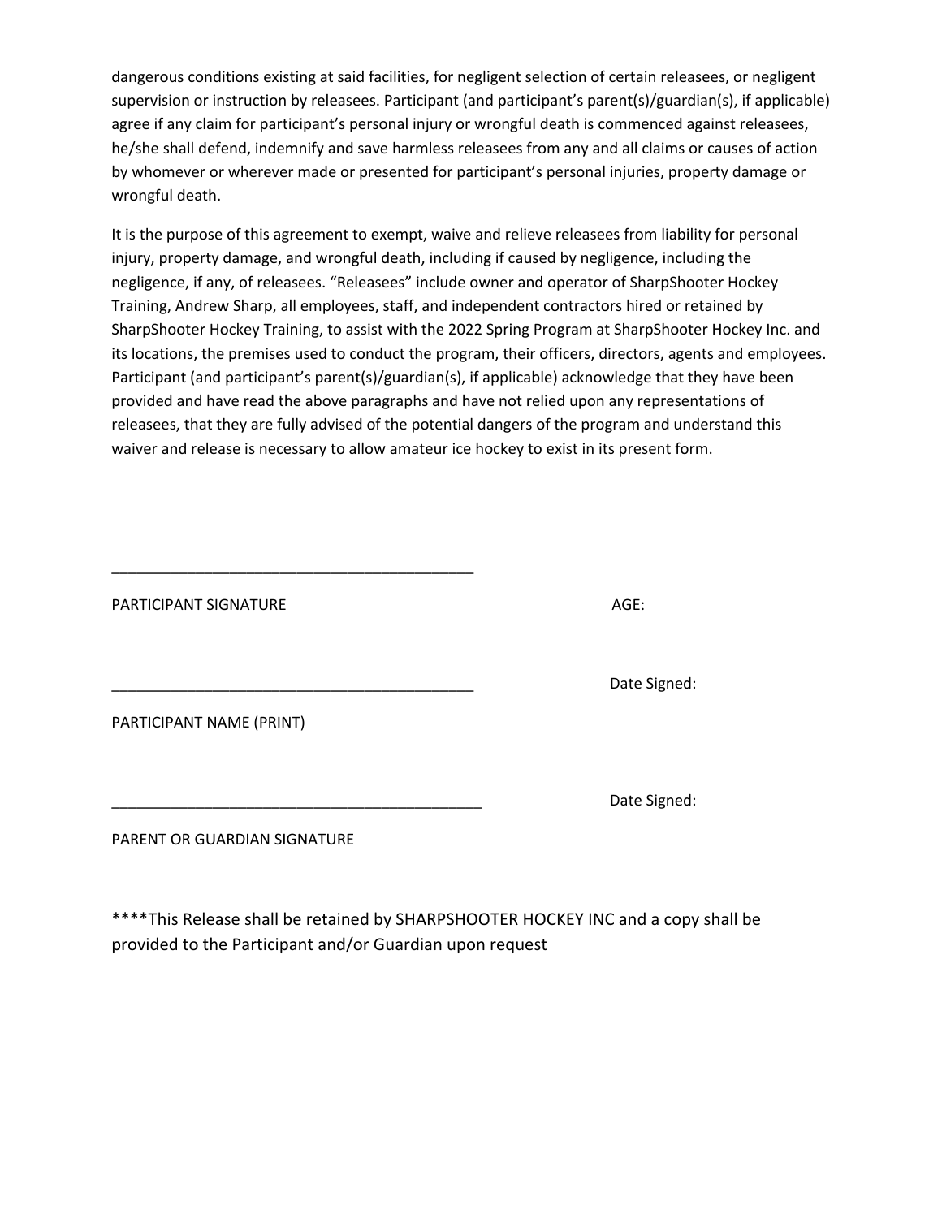dangerous conditions existing at said facilities, for negligent selection of certain releasees, or negligent supervision or instruction by releasees. Participant (and participant's parent(s)/guardian(s), if applicable) agree if any claim for participant's personal injury or wrongful death is commenced against releasees, he/she shall defend, indemnify and save harmless releasees from any and all claims or causes of action by whomever or wherever made or presented for participant's personal injuries, property damage or wrongful death.

It is the purpose of this agreement to exempt, waive and relieve releasees from liability for personal injury, property damage, and wrongful death, including if caused by negligence, including the negligence, if any, of releasees. "Releasees" include owner and operator of SharpShooter Hockey Training, Andrew Sharp, all employees, staff, and independent contractors hired or retained by SharpShooter Hockey Training, to assist with the 2022 Spring Program at SharpShooter Hockey Inc. and its locations, the premises used to conduct the program, their officers, directors, agents and employees. Participant (and participant's parent(s)/guardian(s), if applicable) acknowledge that they have been provided and have read the above paragraphs and have not relied upon any representations of releasees, that they are fully advised of the potential dangers of the program and understand this waiver and release is necessary to allow amateur ice hockey to exist in its present form.

____________________________________________

PARTICIPANT SIGNATURE AGE:

____________________________________________ Date Signed:

PARTICIPANT NAME (PRINT)

____________________________________________ Date Signed:

PARENT OR GUARDIAN SIGNATURE

****This Release shall be retained by SHARPSHOOTER HOCKEY INC and a copy shall be provided to the Participant and/or Guardian upon request